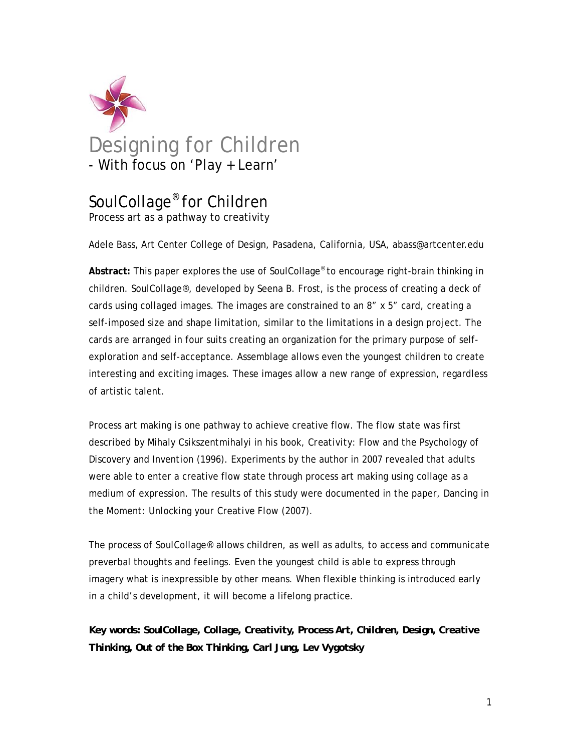# Designing for Children

- With focus on 'Play + Learn'

## SoulCollage® for Children

Process art as a pathway to creativity

Adele Bass, Art Center College of Design, Pasadena, California, USA, abass@artcenter.edu

**Abstract:** This paper explores the use of SoulCollage® to encourage right-brain thinking in children. SoulCollage®, developed by Seena B. Frost, is the process of creating a deck of cards using collaged images. The images are constrained to an 8" x 5" card, creating a self-imposed size and shape limitation, similar to the limitations in a design project. The cards are arranged in four suits creating an organization for the primary purpose of self-exploration and self-acceptance. Assemblage allows even the youngest children to create interesting and exciting images. These images allow a new range of expression, regardless of artistic talent.

Process art making is one pathway to achieve creative flow. The flow state was first described by Mihaly Csikszentmihalyi in his book, *Creativity: Flow and the Psychology of Discovery and Invention* (1996). Experiments by the author in 2007 revealed that adults were able to enter a creative flow state through process art making using collage as a medium of expression. The results of this study were documented in the paper, *Dancing in the Moment: Unlocking your Creative Flow* (2007).

The process of SoulCollage® allows children, as well as adults, to access and communicate preverbal thoughts and feelings. Even the youngest child is able to express through imagery what is inexpressible by other means. When flexible thinking is introduced early in a child's development, it will become a lifelong practice.

**Key words: SoulCollage, Collage, Creativity, Process Art, Children, Design, Creative Thinking, Out of the Box Thinking, Carl Jung, Lev Vygotsky**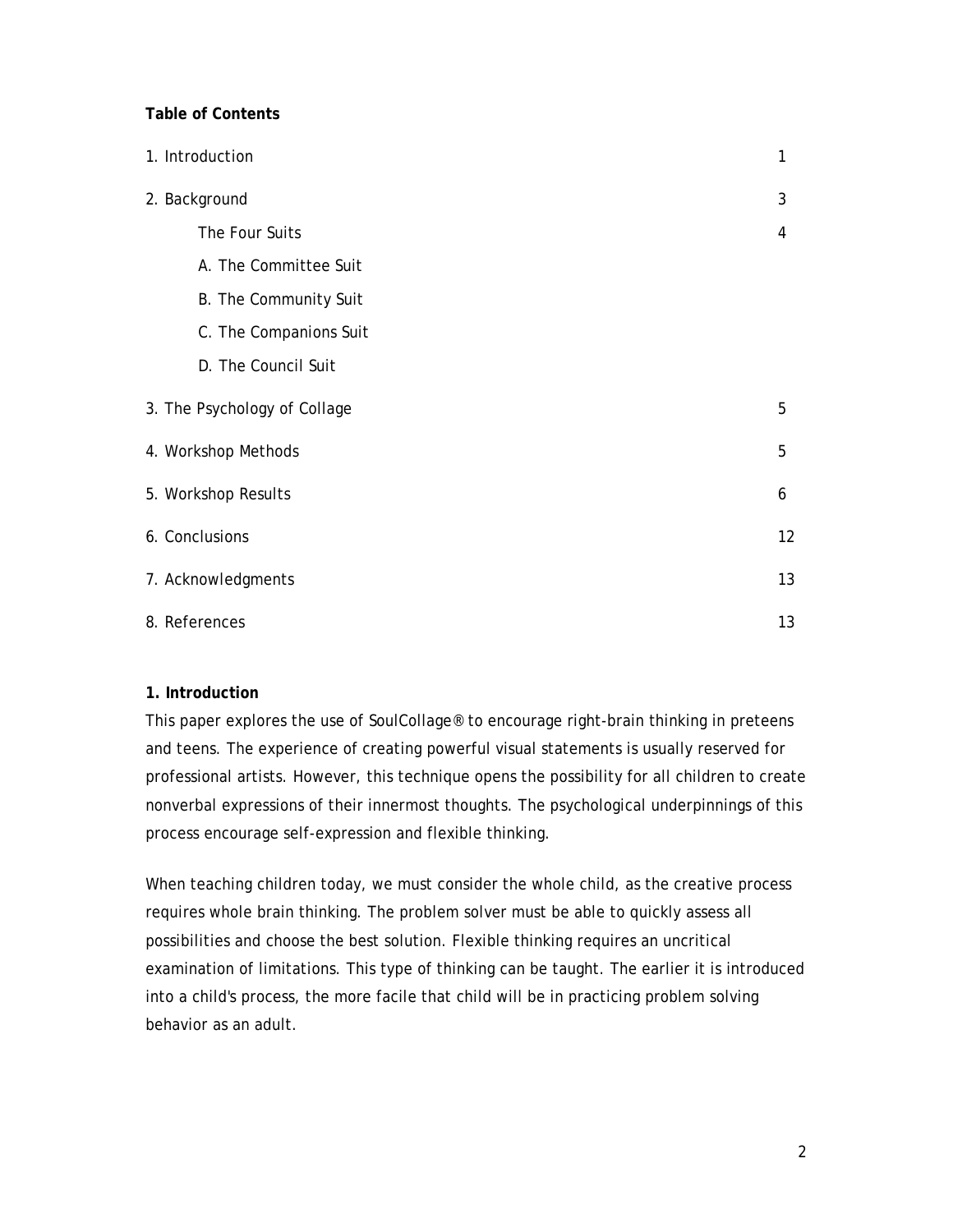**Table of Contents**

| | |
|---|---|
| 1. Introduction | 1 |
| 2. Background | 3 |
| The Four Suits | 4 |
| A. The Committee Suit | |
| B. The Community Suit | |
| C. The Companions Suit | |
| D. The Council Suit | |
| 3. The Psychology of Collage | 5 |
| 4. Workshop Methods | 5 |
| 5. Workshop Results | 6 |
| 6. Conclusions | 12 |
| 7. Acknowledgments | 13 |
| 8. References | 13 |

## 1. Introduction

This paper explores the use of SoulCollage® to encourage right-brain thinking in preteens and teens. The experience of creating powerful visual statements is usually reserved for professional artists. However, this technique opens the possibility for all children to create nonverbal expressions of their innermost thoughts. The psychological underpinnings of this process encourage self-expression and flexible thinking.

When teaching children today, we must consider the whole child, as the creative process requires whole brain thinking. The problem solver must be able to quickly assess all possibilities and choose the best solution. Flexible thinking requires an uncritical examination of limitations. This type of thinking can be taught. The earlier it is introduced into a child's process, the more facile that child will be in practicing problem solving behavior as an adult.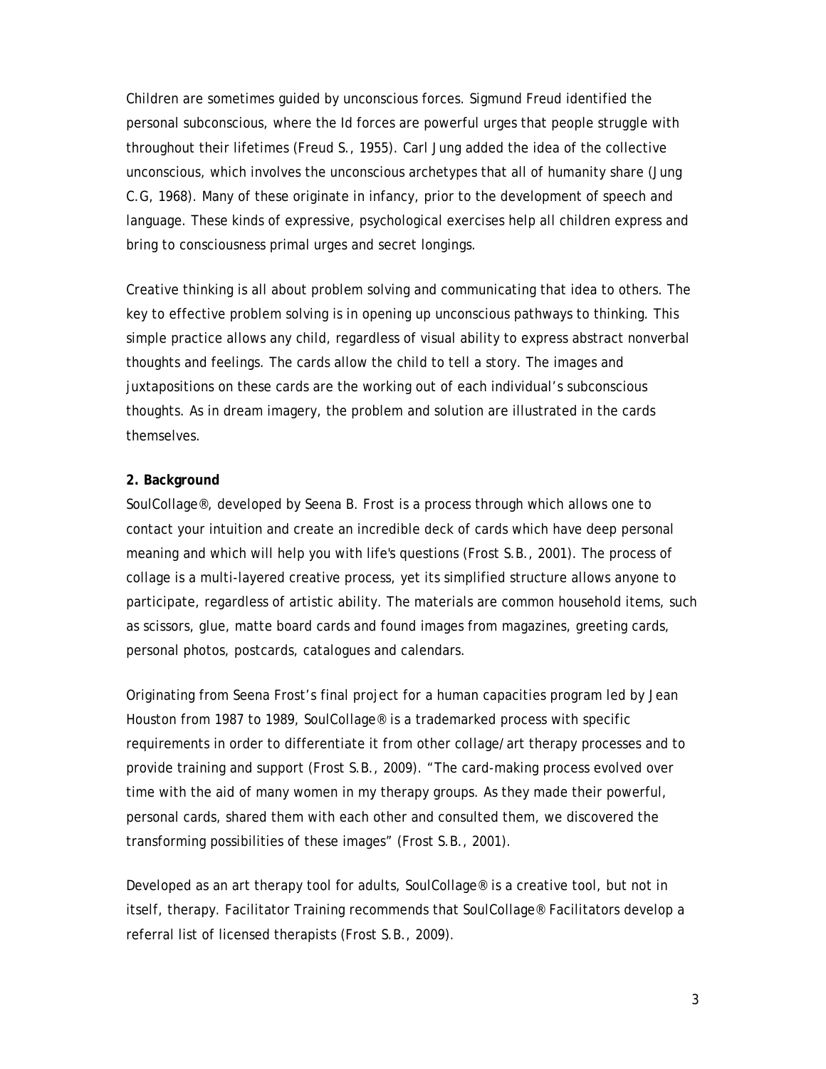Children are sometimes guided by unconscious forces. Sigmund Freud identified the personal subconscious, where the Id forces are powerful urges that people struggle with throughout their lifetimes (Freud S., 1955). Carl Jung added the idea of the collective unconscious, which involves the unconscious archetypes that all of humanity share (Jung C.G, 1968). Many of these originate in infancy, prior to the development of speech and language. These kinds of expressive, psychological exercises help all children express and bring to consciousness primal urges and secret longings.

Creative thinking is all about problem solving and communicating that idea to others. The key to effective problem solving is in opening up unconscious pathways to thinking. This simple practice allows any child, regardless of visual ability to express abstract nonverbal thoughts and feelings. The cards allow the child to tell a story. The images and juxtapositions on these cards are the working out of each individual's subconscious thoughts. As in dream imagery, the problem and solution are illustrated in the cards themselves.

**2. Background**

SoulCollage®, developed by Seena B. Frost is a process through which allows one to contact your intuition and create an incredible deck of cards which have deep personal meaning and which will help you with life's questions (Frost S.B., 2001). The process of collage is a multi-layered creative process, yet its simplified structure allows anyone to participate, regardless of artistic ability. The materials are common household items, such as scissors, glue, matte board cards and found images from magazines, greeting cards, personal photos, postcards, catalogues and calendars.

Originating from Seena Frost's final project for a human capacities program led by Jean Houston from 1987 to 1989, SoulCollage® is a trademarked process with specific requirements in order to differentiate it from other collage/art therapy processes and to provide training and support (Frost S.B., 2009). "The card-making process evolved over time with the aid of many women in my therapy groups. As they made their powerful, personal cards, shared them with each other and consulted them, we discovered the transforming possibilities of these images" (Frost S.B., 2001).

Developed as an art therapy tool for adults, SoulCollage® is a creative tool, but not in itself, therapy. Facilitator Training recommends that SoulCollage® Facilitators develop a referral list of licensed therapists (Frost S.B., 2009).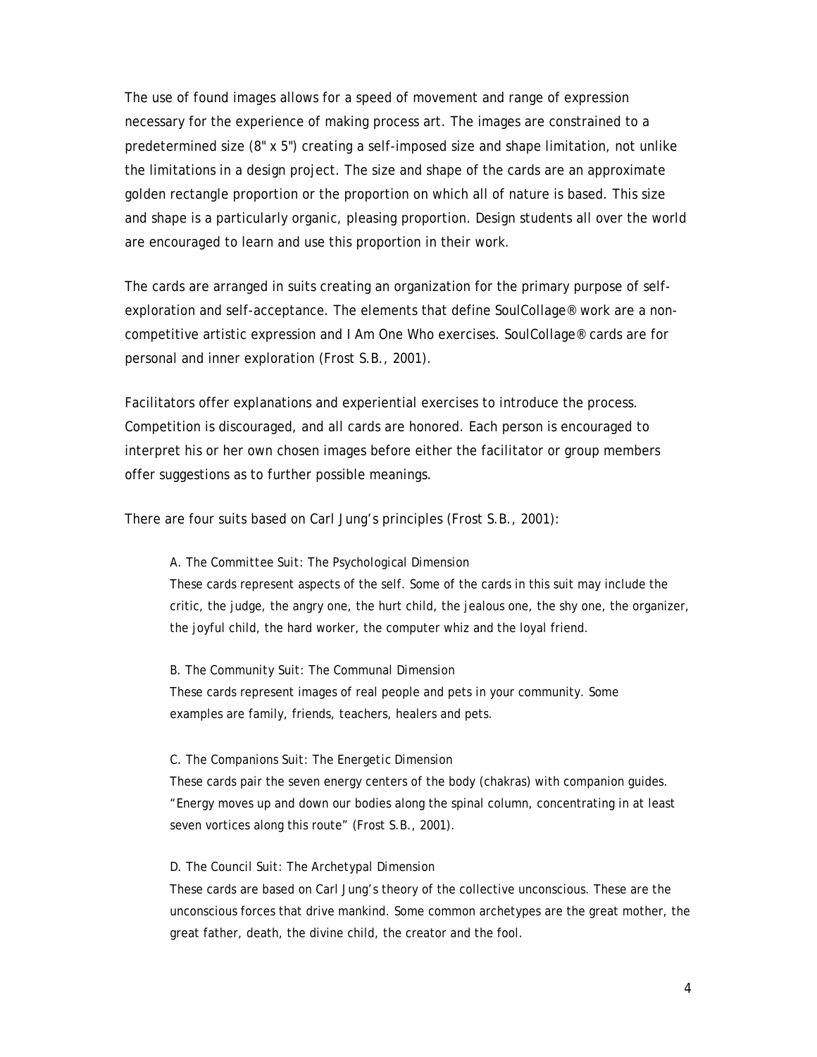The use of found images allows for a speed of movement and range of expression necessary for the experience of making process art. The images are constrained to a predetermined size (8" x 5") creating a self-imposed size and shape limitation, not unlike the limitations in a design project. The size and shape of the cards are an approximate golden rectangle proportion or the proportion on which all of nature is based. This size and shape is a particularly organic, pleasing proportion. Design students all over the world are encouraged to learn and use this proportion in their work.

The cards are arranged in suits creating an organization for the primary purpose of self-exploration and self-acceptance. The elements that define SoulCollage® work are a non-competitive artistic expression and I Am One Who exercises. SoulCollage® cards are for personal and inner exploration (Frost S.B., 2001).

Facilitators offer explanations and experiential exercises to introduce the process. Competition is discouraged, and all cards are honored. Each person is encouraged to interpret his or her own chosen images before either the facilitator or group members offer suggestions as to further possible meanings.

There are four suits based on Carl Jung's principles (Frost S.B., 2001):

A. The Committee Suit: The Psychological Dimension
These cards represent aspects of the self. Some of the cards in this suit may include the critic, the judge, the angry one, the hurt child, the jealous one, the shy one, the organizer, the joyful child, the hard worker, the computer whiz and the loyal friend.

B. The Community Suit: The Communal Dimension
These cards represent images of real people and pets in your community. Some examples are family, friends, teachers, healers and pets.

C. The Companions Suit: The Energetic Dimension
These cards pair the seven energy centers of the body (chakras) with companion guides. "Energy moves up and down our bodies along the spinal column, concentrating in at least seven vortices along this route" (Frost S.B., 2001).

D. The Council Suit: The Archetypal Dimension
These cards are based on Carl Jung's theory of the collective unconscious. These are the unconscious forces that drive mankind. Some common archetypes are the great mother, the great father, death, the divine child, the creator and the fool.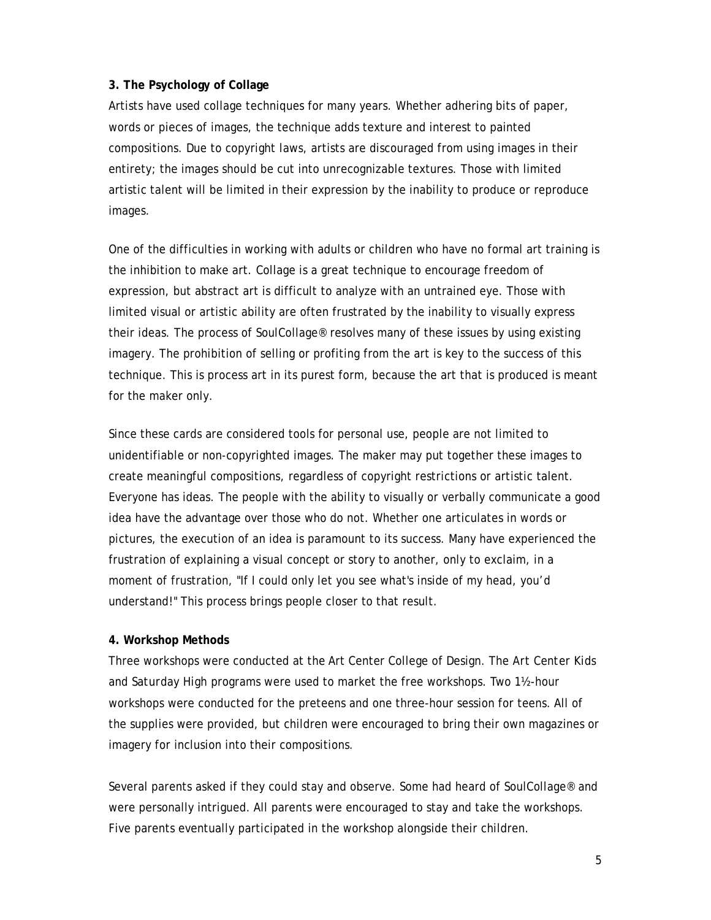**3. The Psychology of Collage**

Artists have used collage techniques for many years. Whether adhering bits of paper, words or pieces of images, the technique adds texture and interest to painted compositions. Due to copyright laws, artists are discouraged from using images in their entirety; the images should be cut into unrecognizable textures. Those with limited artistic talent will be limited in their expression by the inability to produce or reproduce images.

One of the difficulties in working with adults or children who have no formal art training is the inhibition to make art. Collage is a great technique to encourage freedom of expression, but abstract art is difficult to analyze with an untrained eye. Those with limited visual or artistic ability are often frustrated by the inability to visually express their ideas. The process of SoulCollage® resolves many of these issues by using existing imagery. The prohibition of selling or profiting from the art is key to the success of this technique. This is process art in its purest form, because the art that is produced is meant for the maker only.

Since these cards are considered tools for personal use, people are not limited to unidentifiable or non-copyrighted images. The maker may put together these images to create meaningful compositions, regardless of copyright restrictions or artistic talent. Everyone has ideas. The people with the ability to visually or verbally communicate a good idea have the advantage over those who do not. Whether one articulates in words or pictures, the execution of an idea is paramount to its success. Many have experienced the frustration of explaining a visual concept or story to another, only to exclaim, in a moment of frustration, "If I could only let you see what's inside of my head, you'd understand!" This process brings people closer to that result.

**4. Workshop Methods**

Three workshops were conducted at the Art Center College of Design. The Art Center Kids and Saturday High programs were used to market the free workshops. Two 1½-hour workshops were conducted for the preteens and one three-hour session for teens. All of the supplies were provided, but children were encouraged to bring their own magazines or imagery for inclusion into their compositions.

Several parents asked if they could stay and observe. Some had heard of SoulCollage® and were personally intrigued. All parents were encouraged to stay and take the workshops. Five parents eventually participated in the workshop alongside their children.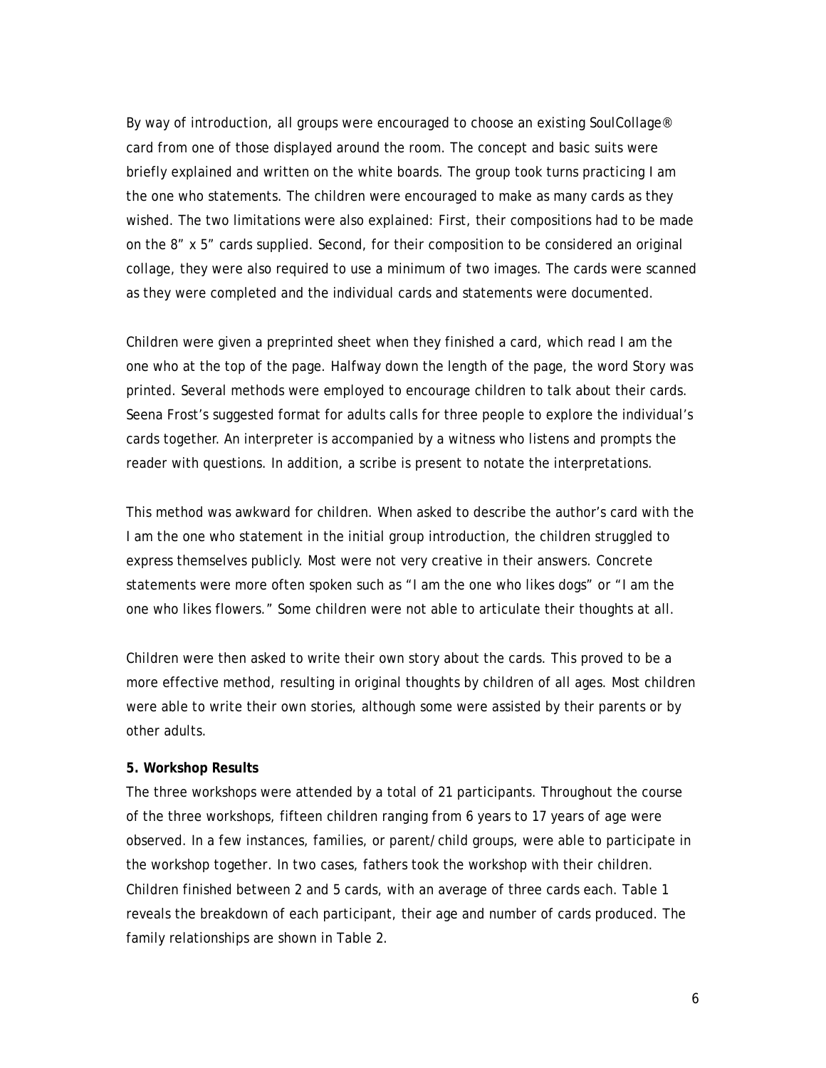By way of introduction, all groups were encouraged to choose an existing SoulCollage® card from one of those displayed around the room. The concept and basic suits were briefly explained and written on the white boards. The group took turns practicing I am the one who statements. The children were encouraged to make as many cards as they wished. The two limitations were also explained: First, their compositions had to be made on the 8” x 5” cards supplied. Second, for their composition to be considered an original collage, they were also required to use a minimum of two images. The cards were scanned as they were completed and the individual cards and statements were documented.

Children were given a preprinted sheet when they finished a card, which read I am the one who at the top of the page. Halfway down the length of the page, the word Story was printed. Several methods were employed to encourage children to talk about their cards. Seena Frost’s suggested format for adults calls for three people to explore the individual’s cards together. An interpreter is accompanied by a witness who listens and prompts the reader with questions. In addition, a scribe is present to notate the interpretations.

This method was awkward for children. When asked to describe the author’s card with the I am the one who statement in the initial group introduction, the children struggled to express themselves publicly. Most were not very creative in their answers. Concrete statements were more often spoken such as “I am the one who likes dogs” or “I am the one who likes flowers.” Some children were not able to articulate their thoughts at all.

Children were then asked to write their own story about the cards. This proved to be a more effective method, resulting in original thoughts by children of all ages. Most children were able to write their own stories, although some were assisted by their parents or by other adults.

**5. Workshop Results**

The three workshops were attended by a total of 21 participants. Throughout the course of the three workshops, fifteen children ranging from 6 years to 17 years of age were observed. In a few instances, families, or parent/child groups, were able to participate in the workshop together. In two cases, fathers took the workshop with their children. Children finished between 2 and 5 cards, with an average of three cards each. Table 1 reveals the breakdown of each participant, their age and number of cards produced. The family relationships are shown in Table 2.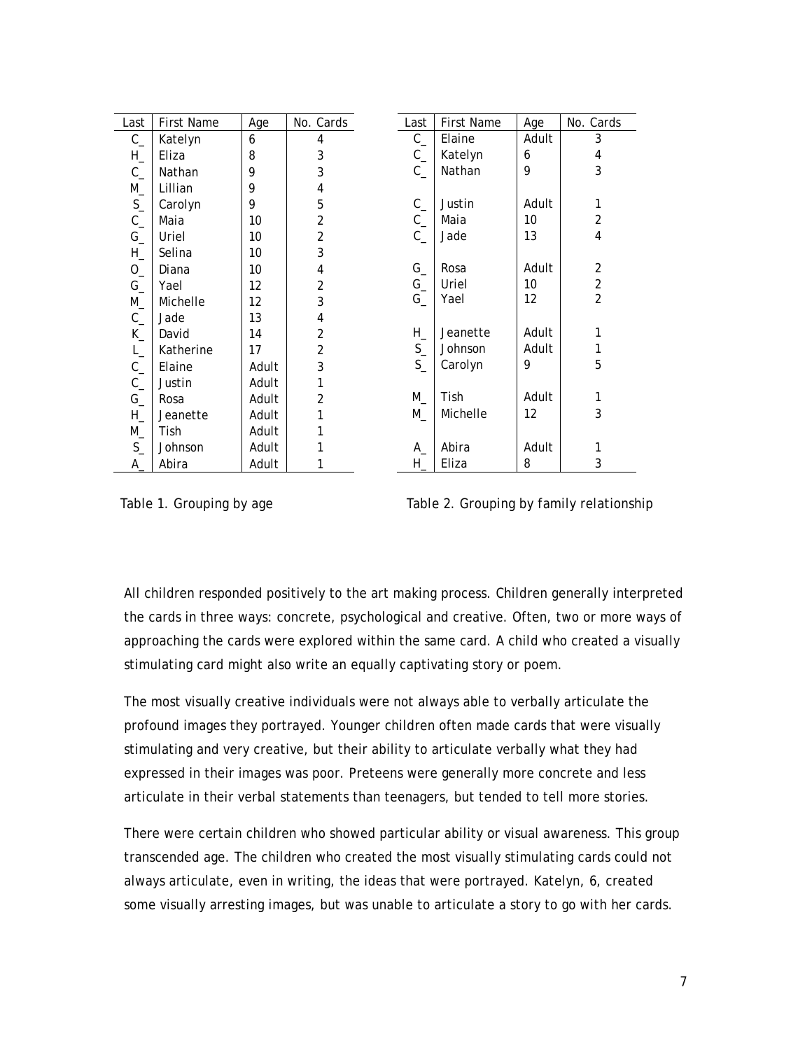| Last | First Name | Age | No. Cards |
|---|---|---|---|
| C_ | Katelyn | 6 | 4 |
| H_ | Eliza | 8 | 3 |
| C_ | Nathan | 9 | 3 |
| M_ | Lillian | 9 | 4 |
| S_ | Carolyn | 9 | 5 |
| C_ | Maia | 10 | 2 |
| G_ | Uriel | 10 | 2 |
| H_ | Selina | 10 | 3 |
| O_ | Diana | 10 | 4 |
| G_ | Yael | 12 | 2 |
| M_ | Michelle | 12 | 3 |
| C_ | Jade | 13 | 4 |
| K_ | David | 14 | 2 |
| L_ | Katherine | 17 | 2 |
| C_ | Elaine | Adult | 3 |
| C_ | Justin | Adult | 1 |
| G_ | Rosa | Adult | 2 |
| H_ | Jeanette | Adult | 1 |
| M_ | Tish | Adult | 1 |
| S_ | Johnson | Adult | 1 |
| A_ | Abira | Adult | 1 |

Table 1. Grouping by age

| Last | First Name | Age | No. Cards |
|---|---|---|---|
| C_ | Elaine | Adult | 3 |
| C_ | Katelyn | 6 | 4 |
| C_ | Nathan | 9 | 3 |
| | | | |
| C_ | Justin | Adult | 1 |
| C_ | Maia | 10 | 2 |
| C_ | Jade | 13 | 4 |
| | | | |
| G_ | Rosa | Adult | 2 |
| G_ | Uriel | 10 | 2 |
| G_ | Yael | 12 | 2 |
| | | | |
| H_ | Jeanette | Adult | 1 |
| S_ | Johnson | Adult | 1 |
| S_ | Carolyn | 9 | 5 |
| | | | |
| M_ | Tish | Adult | 1 |
| M_ | Michelle | 12 | 3 |
| | | | |
| A_ | Abira | Adult | 1 |
| H_ | Eliza | 8 | 3 |

Table 2. Grouping by family relationship

All children responded positively to the art making process. Children generally interpreted the cards in three ways: concrete, psychological and creative. Often, two or more ways of approaching the cards were explored within the same card. A child who created a visually stimulating card might also write an equally captivating story or poem.

The most visually creative individuals were not always able to verbally articulate the profound images they portrayed. Younger children often made cards that were visually stimulating and very creative, but their ability to articulate verbally what they had expressed in their images was poor. Preteens were generally more concrete and less articulate in their verbal statements than teenagers, but tended to tell more stories.

There were certain children who showed particular ability or visual awareness. This group transcended age. The children who created the most visually stimulating cards could not always articulate, even in writing, the ideas that were portrayed. Katelyn, 6, created some visually arresting images, but was unable to articulate a story to go with her cards.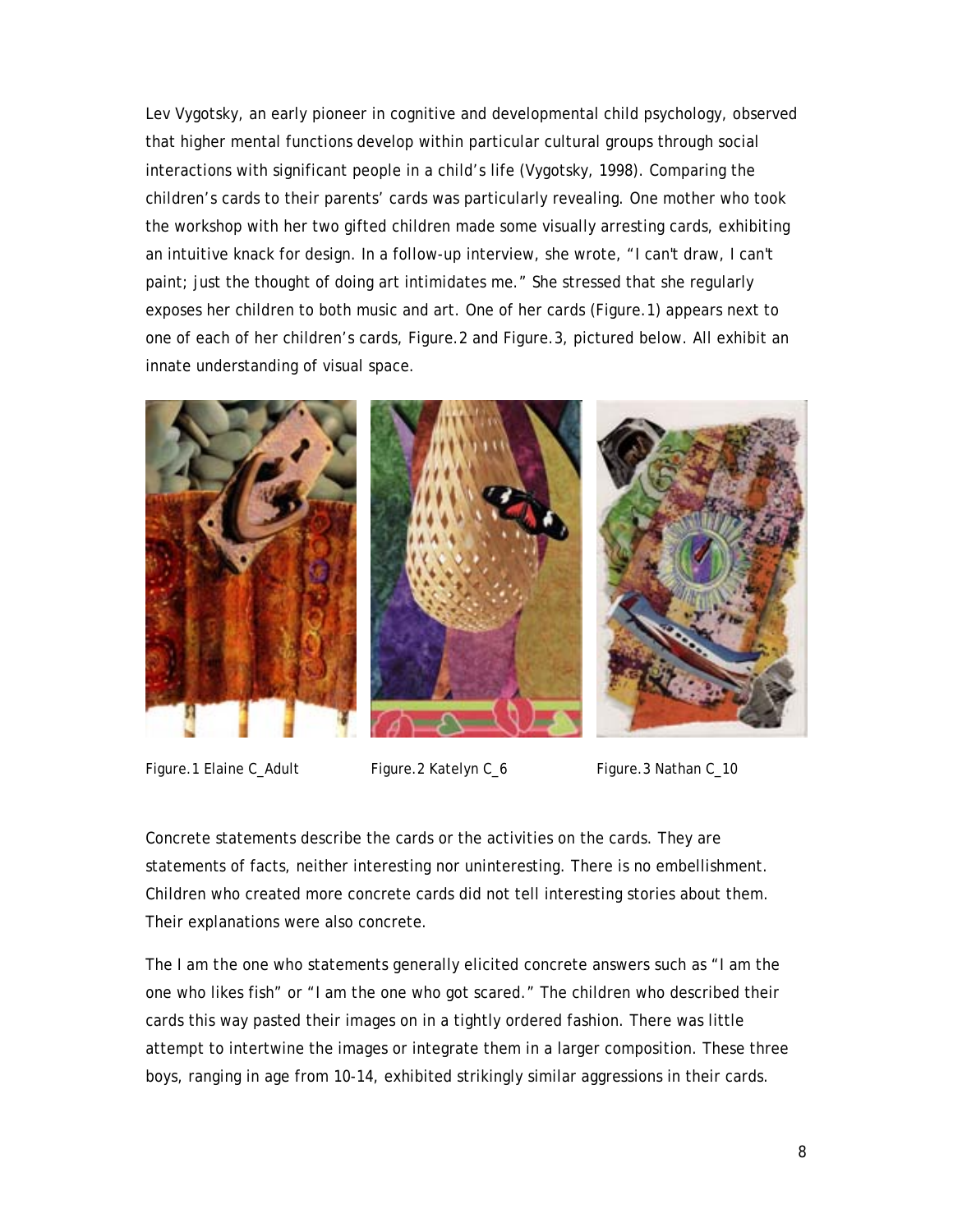Lev Vygotsky, an early pioneer in cognitive and developmental child psychology, observed that higher mental functions develop within particular cultural groups through social interactions with significant people in a child's life (Vygotsky, 1998). Comparing the children's cards to their parents' cards was particularly revealing. One mother who took the workshop with her two gifted children made some visually arresting cards, exhibiting an intuitive knack for design. In a follow-up interview, she wrote, "I can't draw, I can't paint; just the thought of doing art intimidates me." She stressed that she regularly exposes her children to both music and art. One of her cards (Figure.1) appears next to one of each of her children's cards, Figure.2 and Figure.3, pictured below. All exhibit an innate understanding of visual space.

Figure.1 Elaine C_Adult

Figure.2 Katelyn C_6

Figure.3 Nathan C_10

Concrete statements describe the cards or the activities on the cards. They are statements of facts, neither interesting nor uninteresting. There is no embellishment. Children who created more concrete cards did not tell interesting stories about them. Their explanations were also concrete.

The I am the one who statements generally elicited concrete answers such as "I am the one who likes fish" or "I am the one who got scared." The children who described their cards this way pasted their images on in a tightly ordered fashion. There was little attempt to intertwine the images or integrate them in a larger composition. These three boys, ranging in age from 10-14, exhibited strikingly similar aggressions in their cards.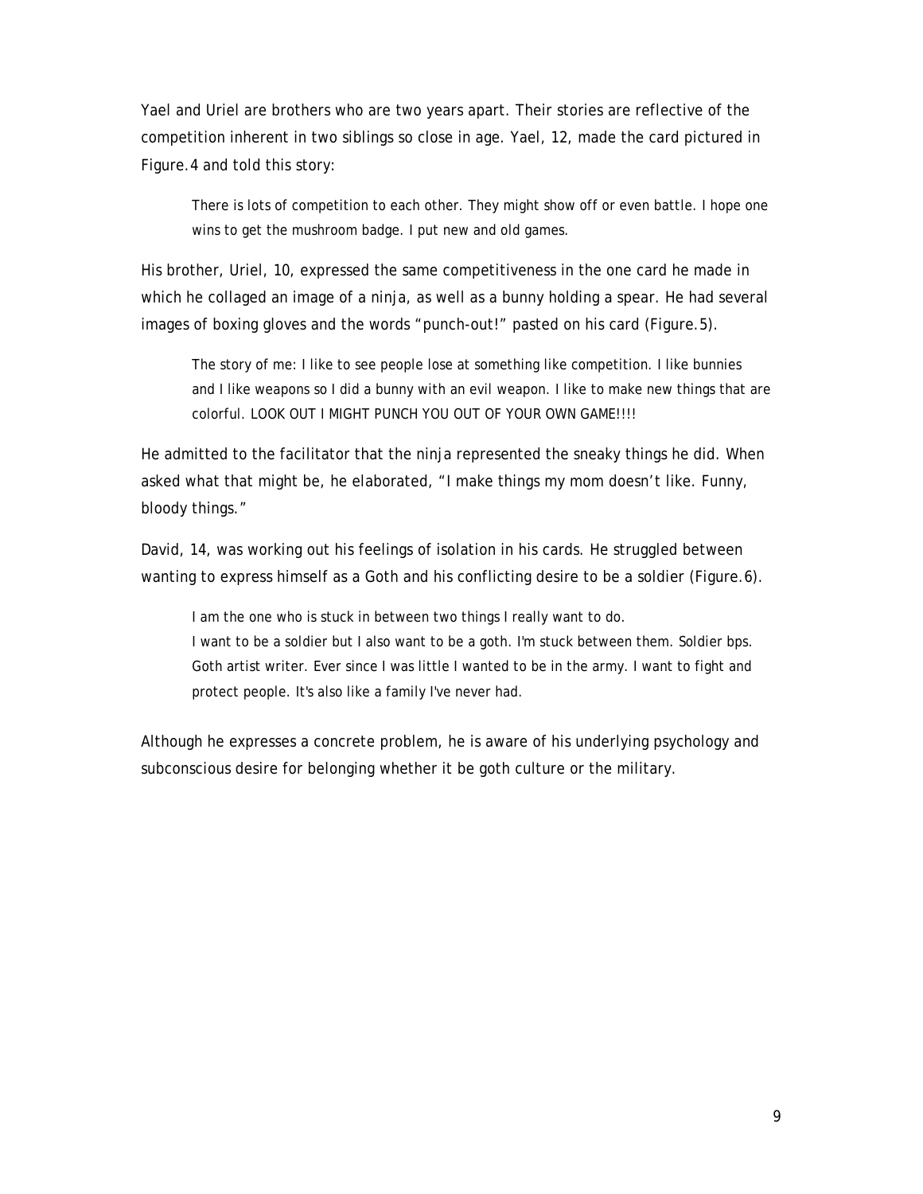Yael and Uriel are brothers who are two years apart. Their stories are reflective of the competition inherent in two siblings so close in age. Yael, 12, made the card pictured in Figure.4 and told this story:

> There is lots of competition to each other. They might show off or even battle. I hope one wins to get the mushroom badge. I put new and old games.

His brother, Uriel, 10, expressed the same competitiveness in the one card he made in which he collaged an image of a ninja, as well as a bunny holding a spear. He had several images of boxing gloves and the words "punch-out!" pasted on his card (Figure.5).

> The story of me: I like to see people lose at something like competition. I like bunnies and I like weapons so I did a bunny with an evil weapon. I like to make new things that are colorful. LOOK OUT I MIGHT PUNCH YOU OUT OF YOUR OWN GAME!!!!

He admitted to the facilitator that the ninja represented the sneaky things he did. When asked what that might be, he elaborated, "I make things my mom doesn't like. Funny, bloody things."

David, 14, was working out his feelings of isolation in his cards. He struggled between wanting to express himself as a Goth and his conflicting desire to be a soldier (Figure.6).

> I am the one who is stuck in between two things I really want to do.
> I want to be a soldier but I also want to be a goth. I'm stuck between them. Soldier bps. Goth artist writer. Ever since I was little I wanted to be in the army. I want to fight and protect people. It's also like a family I've never had.

Although he expresses a concrete problem, he is aware of his underlying psychology and subconscious desire for belonging whether it be goth culture or the military.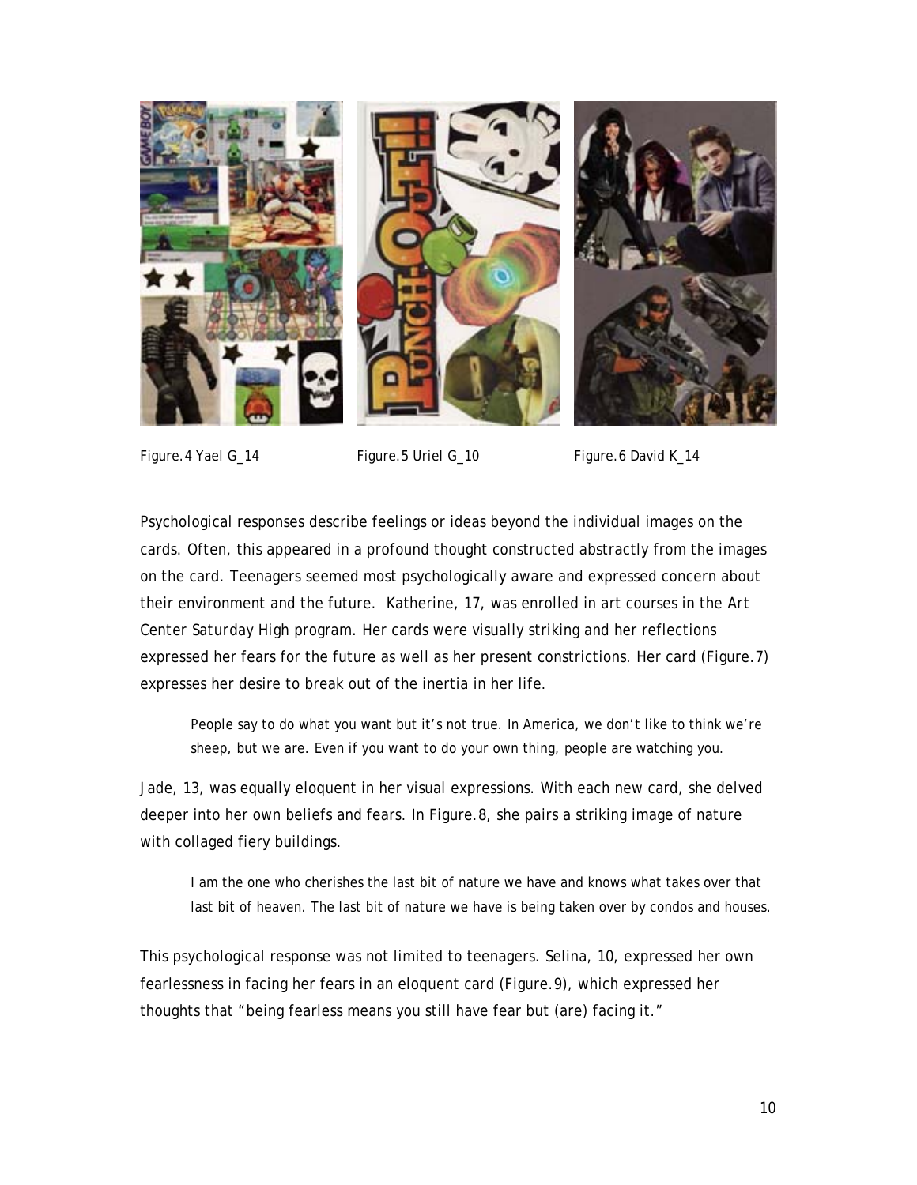Figure.4 Yael G_14 Figure.5 Uriel G_10 Figure.6 David K_14

Psychological responses describe feelings or ideas beyond the individual images on the cards. Often, this appeared in a profound thought constructed abstractly from the images on the card. Teenagers seemed most psychologically aware and expressed concern about their environment and the future. Katherine, 17, was enrolled in art courses in the Art Center Saturday High program. Her cards were visually striking and her reflections expressed her fears for the future as well as her present constrictions. Her card (Figure.7) expresses her desire to break out of the inertia in her life.

> People say to do what you want but it's not true. In America, we don't like to think we're sheep, but we are. Even if you want to do your own thing, people are watching you.

Jade, 13, was equally eloquent in her visual expressions. With each new card, she delved deeper into her own beliefs and fears. In Figure.8, she pairs a striking image of nature with collaged fiery buildings.

> I am the one who cherishes the last bit of nature we have and knows what takes over that last bit of heaven. The last bit of nature we have is being taken over by condos and houses.

This psychological response was not limited to teenagers. Selina, 10, expressed her own fearlessness in facing her fears in an eloquent card (Figure.9), which expressed her thoughts that "being fearless means you still have fear but (are) facing it."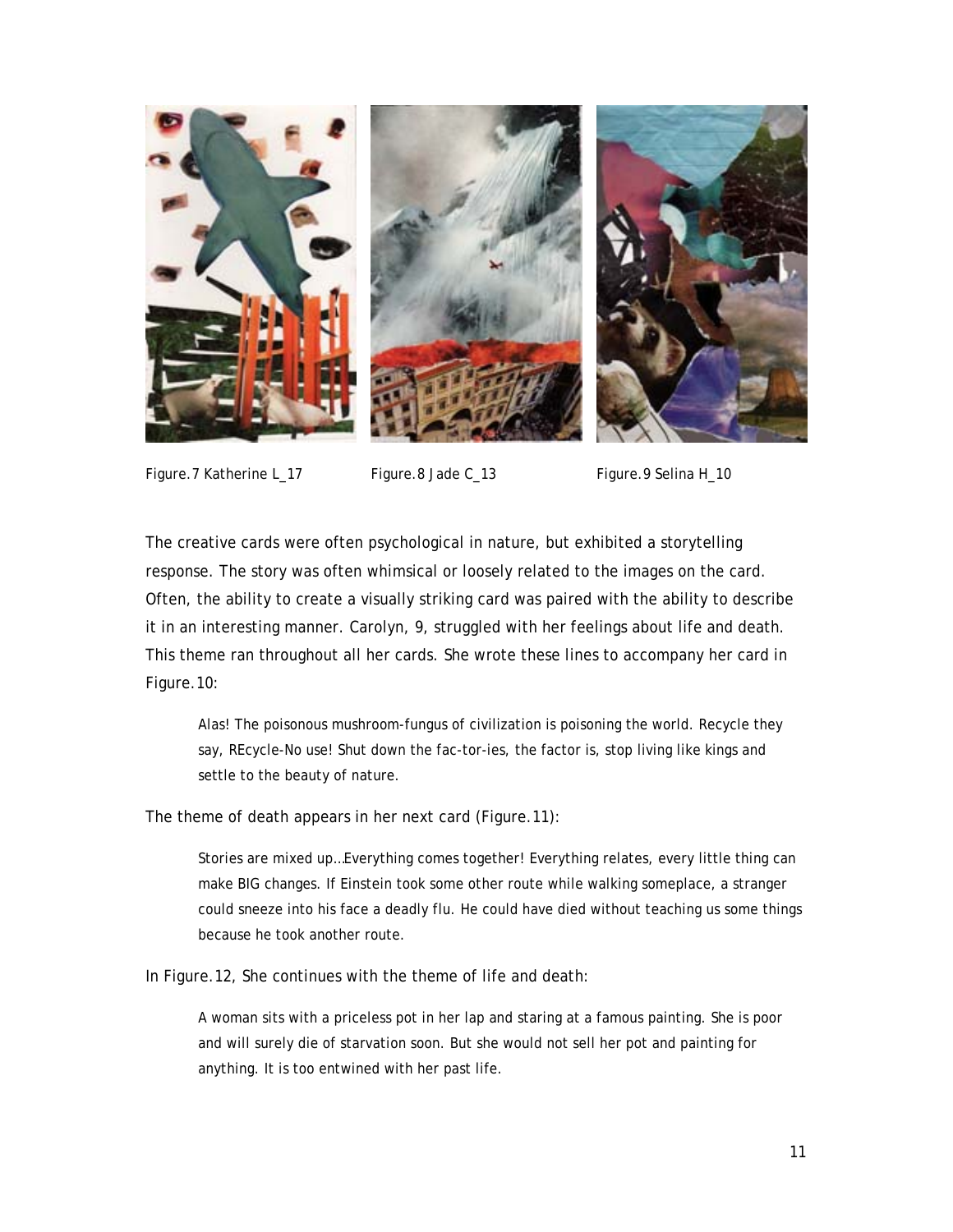Figure.7 Katherine L_17 Figure.8 Jade C_13 Figure.9 Selina H_10

The creative cards were often psychological in nature, but exhibited a storytelling response. The story was often whimsical or loosely related to the images on the card. Often, the ability to create a visually striking card was paired with the ability to describe it in an interesting manner. Carolyn, 9, struggled with her feelings about life and death. This theme ran throughout all her cards. She wrote these lines to accompany her card in Figure.10:

> Alas! The poisonous mushroom-fungus of civilization is poisoning the world. Recycle they say, REcycle-No use! Shut down the fac-tor-ies, the factor is, stop living like kings and settle to the beauty of nature.

The theme of death appears in her next card (Figure.11):

> Stories are mixed up…Everything comes together! Everything relates, every little thing can make BIG changes. If Einstein took some other route while walking someplace, a stranger could sneeze into his face a deadly flu. He could have died without teaching us some things because he took another route.

In Figure.12, She continues with the theme of life and death:

> A woman sits with a priceless pot in her lap and staring at a famous painting. She is poor and will surely die of starvation soon. But she would not sell her pot and painting for anything. It is too entwined with her past life.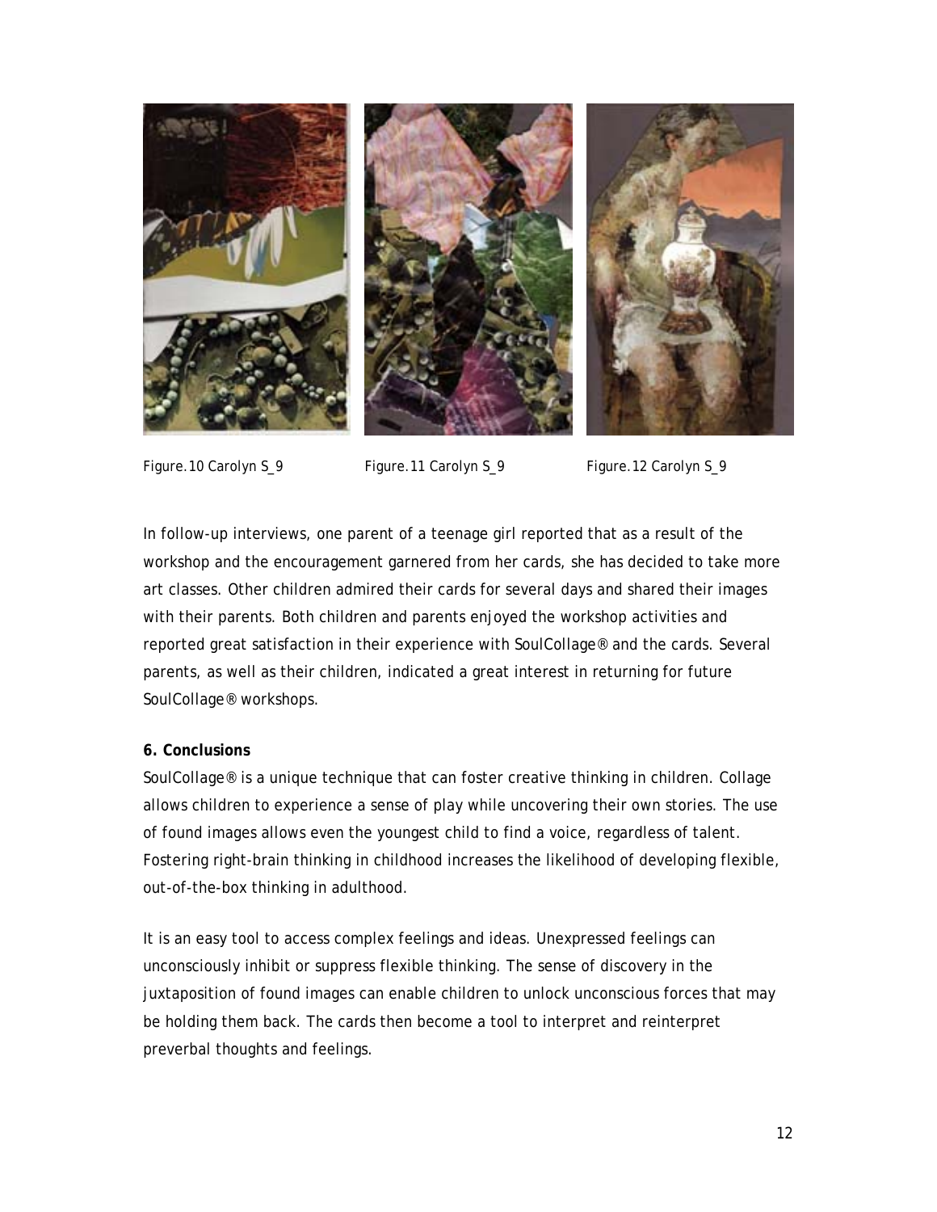Figure.10 Carolyn S_9

Figure.11 Carolyn S_9

Figure.12 Carolyn S_9

In follow-up interviews, one parent of a teenage girl reported that as a result of the workshop and the encouragement garnered from her cards, she has decided to take more art classes. Other children admired their cards for several days and shared their images with their parents. Both children and parents enjoyed the workshop activities and reported great satisfaction in their experience with SoulCollage® and the cards. Several parents, as well as their children, indicated a great interest in returning for future SoulCollage® workshops.

**6. Conclusions**

SoulCollage® is a unique technique that can foster creative thinking in children. Collage allows children to experience a sense of play while uncovering their own stories. The use of found images allows even the youngest child to find a voice, regardless of talent. Fostering right-brain thinking in childhood increases the likelihood of developing flexible, out-of-the-box thinking in adulthood.

It is an easy tool to access complex feelings and ideas. Unexpressed feelings can unconsciously inhibit or suppress flexible thinking. The sense of discovery in the juxtaposition of found images can enable children to unlock unconscious forces that may be holding them back. The cards then become a tool to interpret and reinterpret preverbal thoughts and feelings.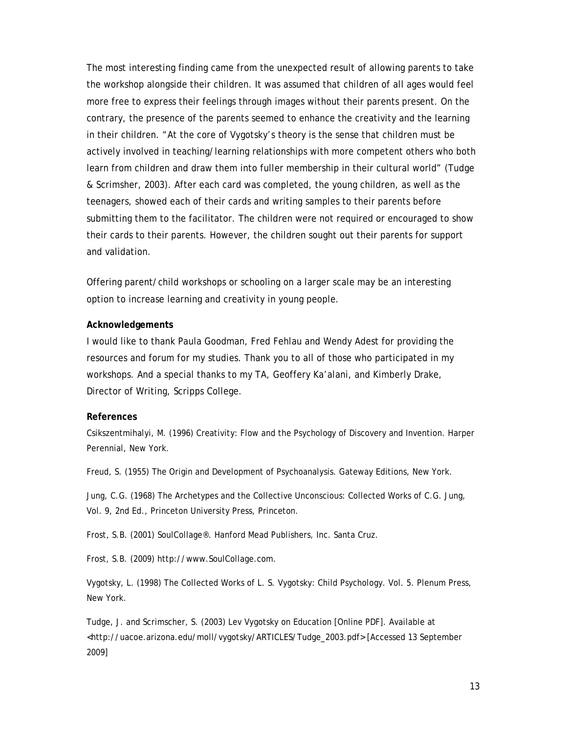The most interesting finding came from the unexpected result of allowing parents to take the workshop alongside their children. It was assumed that children of all ages would feel more free to express their feelings through images without their parents present. On the contrary, the presence of the parents seemed to enhance the creativity and the learning in their children. "At the core of Vygotsky's theory is the sense that children must be actively involved in teaching/learning relationships with more competent others who both learn from children and draw them into fuller membership in their cultural world" (Tudge & Scrimsher, 2003). After each card was completed, the young children, as well as the teenagers, showed each of their cards and writing samples to their parents before submitting them to the facilitator. The children were not required or encouraged to show their cards to their parents. However, the children sought out their parents for support and validation.

Offering parent/child workshops or schooling on a larger scale may be an interesting option to increase learning and creativity in young people.

**Acknowledgements**

I would like to thank Paula Goodman, Fred Fehlau and Wendy Adest for providing the resources and forum for my studies. Thank you to all of those who participated in my workshops. And a special thanks to my TA, Geoffery Ka'alani, and Kimberly Drake, Director of Writing, Scripps College.

**References**

Csikszentmihalyi, M. (1996) Creativity: Flow and the Psychology of Discovery and Invention. Harper Perennial, New York.

Freud, S. (1955) The Origin and Development of Psychoanalysis. Gateway Editions, New York.

Jung, C.G. (1968) The Archetypes and the Collective Unconscious: Collected Works of C.G. Jung, Vol. 9, 2nd Ed., Princeton University Press, Princeton.

Frost, S.B. (2001) SoulCollage®. Hanford Mead Publishers, Inc. Santa Cruz.

Frost, S.B. (2009) http://www.SoulCollage.com.

Vygotsky, L. (1998) The Collected Works of L. S. Vygotsky: Child Psychology. Vol. 5. Plenum Press, New York.

Tudge, J. and Scrimscher, S. (2003) Lev Vygotsky on Education [Online PDF]. Available at <http://uacoe.arizona.edu/moll/vygotsky/ARTICLES/Tudge_2003.pdf> [Accessed 13 September 2009]